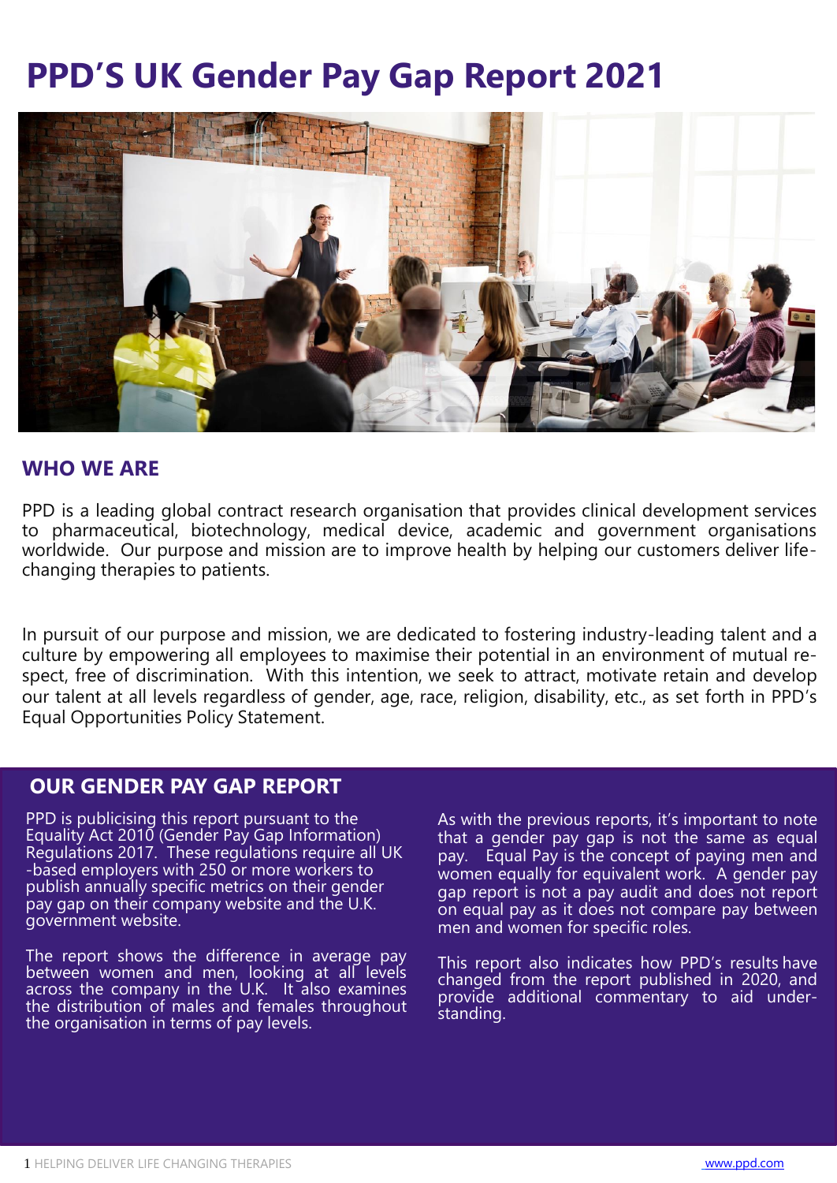# PPD'S UK Gender Pay Gap Report 2021

## WHO WE ARE

PPD is a leading global contract research organisation that provides clinical development services to pharmaceutical, biotechnology, medical device, academic and government organisations worldwide. Our purpose and mission are to improve health by helping our customers deliver life-changing therapies to patients.

In pursuit of our purpose and mission, we are dedicated to fostering industry-leading talent and a culture by empowering all employees to maximise their potential in an environment of mutual respect, free of discrimination. With this intention, we seek to attract, motivate retain and develop our talent at all levels regardless of gender, age, race, religion, disability, etc., as set forth in PPD's Equal Opportunities Policy Statement.

## OUR GENDER PAY GAP REPORT

PPD is publicising this report pursuant to the Equality Act 2010 (Gender Pay Gap Information) Regulations 2017. These regulations require all UK-based employers with 250 or more workers to publish annually specific metrics on their gender pay gap on their company website and the U.K. government website.

The report shows the difference in average pay between women and men, looking at all levels across the company in the U.K. It also examines the distribution of males and females throughout the organisation in terms of pay levels.

As with the previous reports, it's important to note that a gender pay gap is not the same as equal pay. Equal Pay is the concept of paying men and women equally for equivalent work. A gender pay gap report is not a pay audit and does not report on equal pay as it does not compare pay between men and women for specific roles.

This report also indicates how PPD's results have changed from the report published in 2020, and provide additional commentary to aid understanding.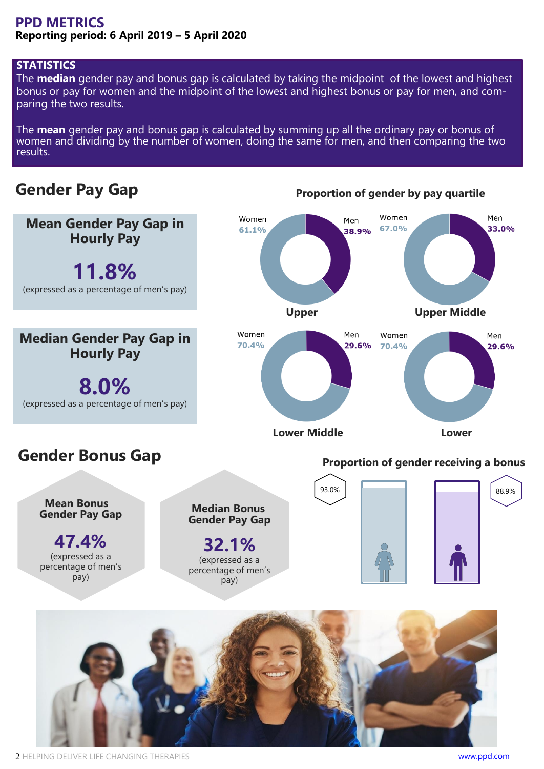# PPD METRICS

**Reporting period: 6 April 2019 – 5 April 2020**

## STATISTICS

The **median** gender pay and bonus gap is calculated by taking the midpoint of the lowest and highest bonus or pay for women and the midpoint of the lowest and highest bonus or pay for men, and comparing the two results.

The **mean** gender pay and bonus gap is calculated by summing up all the ordinary pay or bonus of women and dividing by the number of women, doing the same for men, and then comparing the two results.

## Gender Pay Gap

### Mean Gender Pay Gap in Hourly Pay

**11.8%**

(expressed as a percentage of men's pay)

### Median Gender Pay Gap in Hourly Pay

**8.0%**

(expressed as a percentage of men's pay)

### Proportion of gender by pay quartile

| Quartile | Women | Men |
| --- | --- | --- |
| Upper | 61.1% | 38.9% |
| Upper Middle | 67.0% | 33.0% |
| Lower Middle | 70.4% | 29.6% |
| Lower | 70.4% | 29.6% |

## Gender Bonus Gap

### Mean Bonus Gender Pay Gap

**47.4%**

(expressed as a percentage of men's pay)

### Median Bonus Gender Pay Gap

**32.1%**

(expressed as a percentage of men's pay)

### Proportion of gender receiving a bonus

| Women | Men |
| --- | --- |
| 93.0% | 88.9% |

HELPING DELIVER LIFE CHANGING THERAPIES

www.ppd.com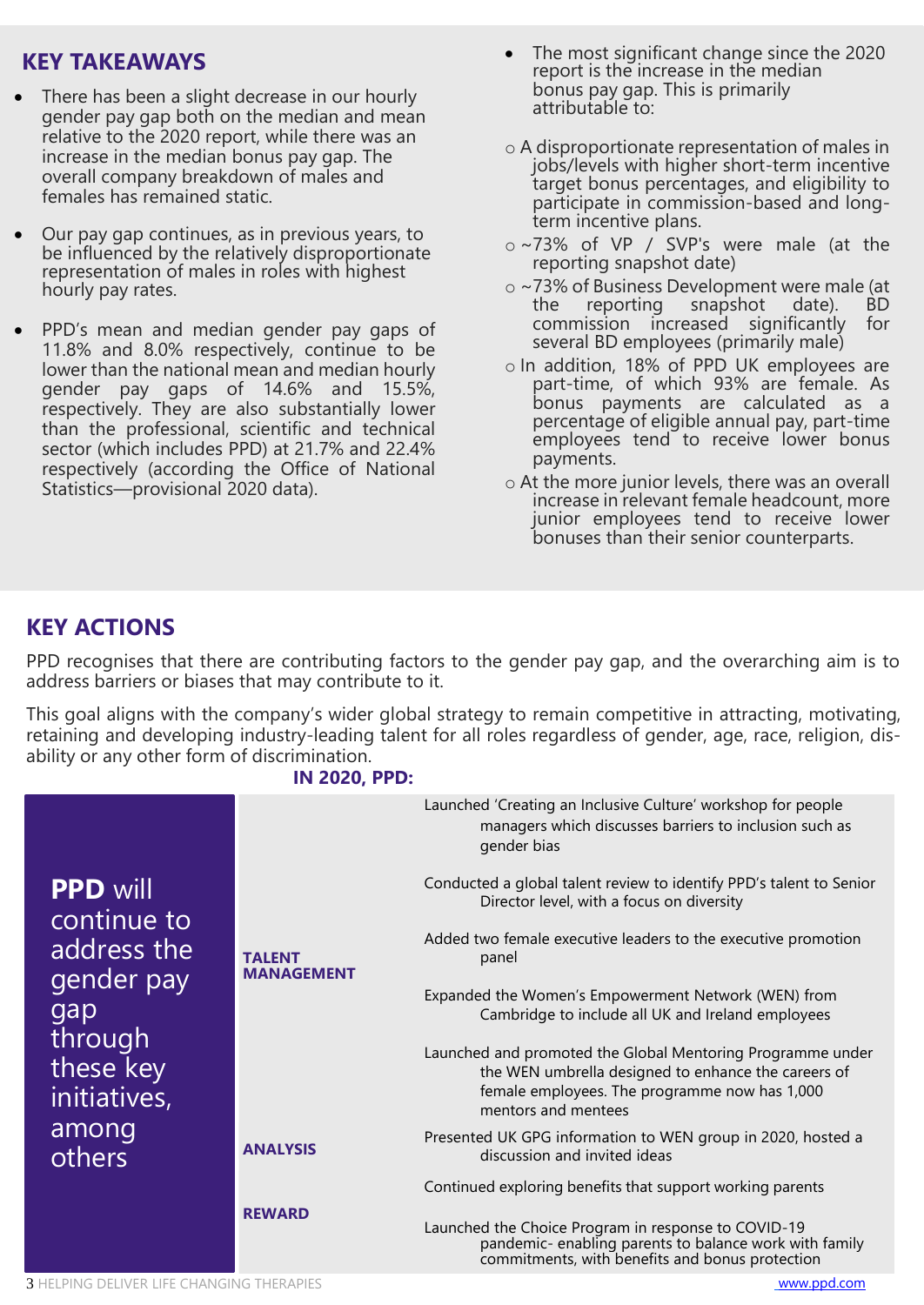## KEY TAKEAWAYS

- There has been a slight decrease in our hourly gender pay gap both on the median and mean relative to the 2020 report, while there was an increase in the median bonus pay gap. The overall company breakdown of males and females has remained static.
- Our pay gap continues, as in previous years, to be influenced by the relatively disproportionate representation of males in roles with highest hourly pay rates.
- PPD's mean and median gender pay gaps of 11.8% and 8.0% respectively, continue to be lower than the national mean and median hourly gender pay gaps of 14.6% and 15.5%, respectively. They are also substantially lower than the professional, scientific and technical sector (which includes PPD) at 21.7% and 22.4% respectively (according the Office of National Statistics—provisional 2020 data).
- The most significant change since the 2020 report is the increase in the median bonus pay gap. This is primarily attributable to:
  - A disproportionate representation of males in jobs/levels with higher short-term incentive target bonus percentages, and eligibility to participate in commission-based and long-term incentive plans.
  - ~73% of VP / SVP's were male (at the reporting snapshot date)
  - ~73% of Business Development were male (at the reporting snapshot date). BD commission increased significantly for several BD employees (primarily male)
  - In addition, 18% of PPD UK employees are part-time, of which 93% are female. As bonus payments are calculated as a percentage of eligible annual pay, part-time employees tend to receive lower bonus payments.
  - At the more junior levels, there was an overall increase in relevant female headcount, more junior employees tend to receive lower bonuses than their senior counterparts.

## KEY ACTIONS

PPD recognises that there are contributing factors to the gender pay gap, and the overarching aim is to address barriers or biases that may contribute to it.

This goal aligns with the company's wider global strategy to remain competitive in attracting, motivating, retaining and developing industry-leading talent for all roles regardless of gender, age, race, religion, dis-ability or any other form of discrimination.

**IN 2020, PPD:**

| **PPD** will continue to address the gender pay gap through these key initiatives, among others | | |
|---|---|---|
| | **TALENT MANAGEMENT** | Launched 'Creating an Inclusive Culture' workshop for people managers which discusses barriers to inclusion such as gender bias |
| | | Conducted a global talent review to identify PPD's talent to Senior Director level, with a focus on diversity |
| | | Added two female executive leaders to the executive promotion panel |
| | | Expanded the Women's Empowerment Network (WEN) from Cambridge to include all UK and Ireland employees |
| | | Launched and promoted the Global Mentoring Programme under the WEN umbrella designed to enhance the careers of female employees. The programme now has 1,000 mentors and mentees |
| | **ANALYSIS** | Presented UK GPG information to WEN group in 2020, hosted a discussion and invited ideas |
| | **REWARD** | Continued exploring benefits that support working parents |
| | | Launched the Choice Program in response to COVID-19 pandemic- enabling parents to balance work with family commitments, with benefits and bonus protection |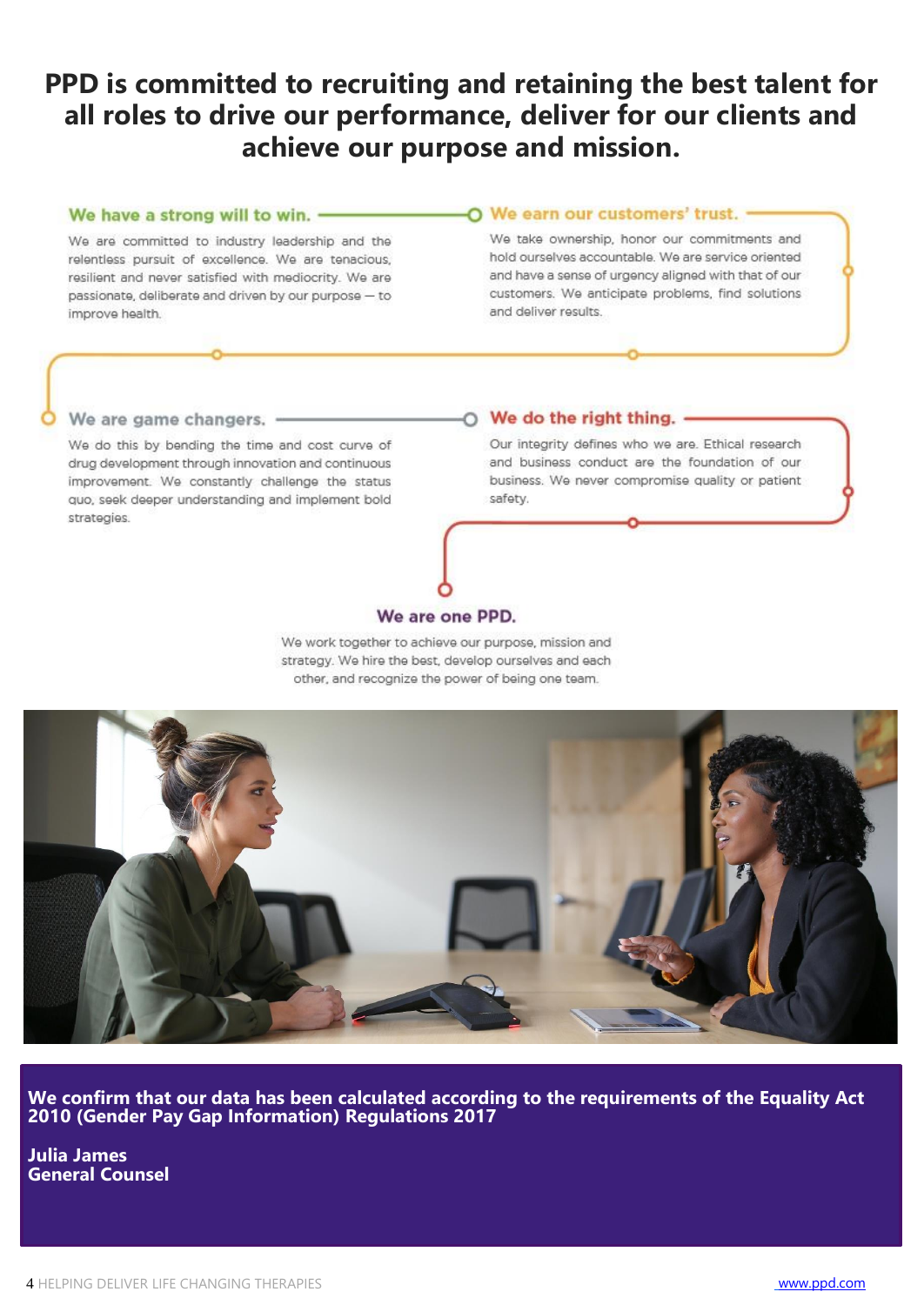# PPD is committed to recruiting and retaining the best talent for all roles to drive our performance, deliver for our clients and achieve our purpose and mission.

### We have a strong will to win.

We are committed to industry leadership and the relentless pursuit of excellence. We are tenacious, resilient and never satisfied with mediocrity. We are passionate, deliberate and driven by our purpose — to improve health.

### We earn our customers' trust.

We take ownership, honor our commitments and hold ourselves accountable. We are service oriented and have a sense of urgency aligned with that of our customers. We anticipate problems, find solutions and deliver results.

### We are game changers.

We do this by bending the time and cost curve of drug development through innovation and continuous improvement. We constantly challenge the status quo, seek deeper understanding and implement bold strategies.

### We do the right thing.

Our integrity defines who we are. Ethical research and business conduct are the foundation of our business. We never compromise quality or patient safety.

### We are one PPD.

We work together to achieve our purpose, mission and strategy. We hire the best, develop ourselves and each other, and recognize the power of being one team.

**We confirm that our data has been calculated according to the requirements of the Equality Act 2010 (Gender Pay Gap Information) Regulations 2017**

**Julia James**
**General Counsel**